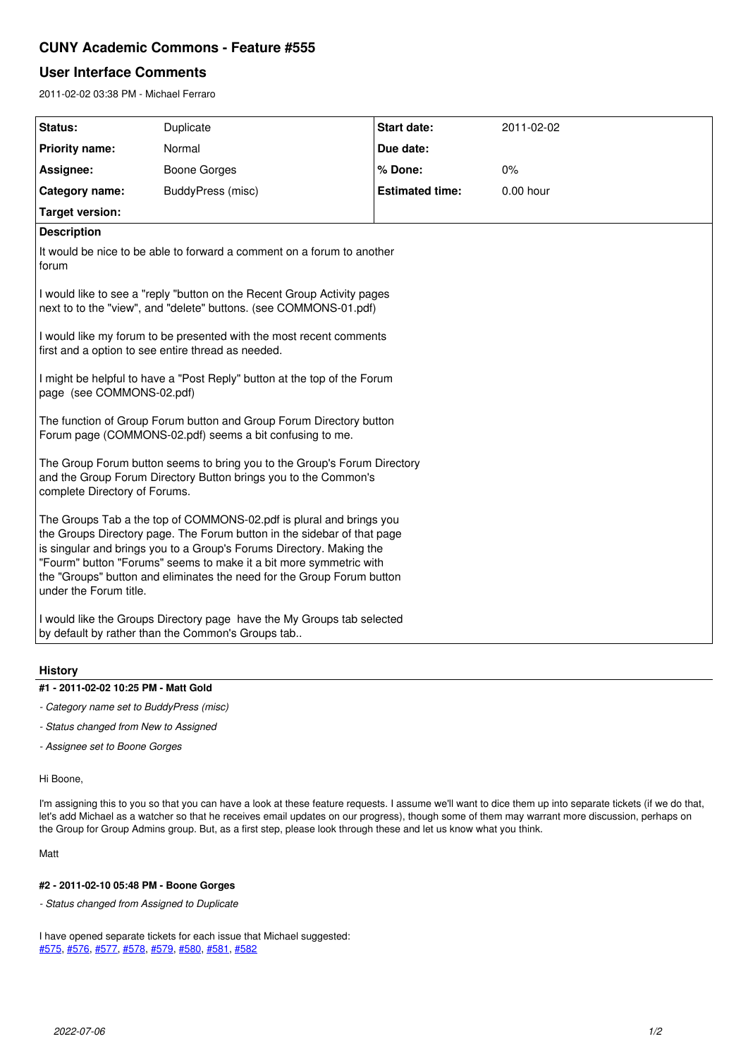# CUNY Academic Commons - Feature #555

## User Interface Comments

2011-02-02 03:38 PM - Michael Ferraro

| Status: | Duplicate | Start date: | 2011-02-02 |
|---|---|---|---|
| Priority name: | Normal | Due date: | |
| Assignee: | Boone Gorges | % Done: | 0% |
| Category name: | BuddyPress (misc) | Estimated time: | 0.00 hour |
| Target version: | | | |

**Description**

It would be nice to be able to forward a comment on a forum to another forum

I would like to see a "reply "button on the Recent Group Activity pages next to to the "view", and "delete" buttons. (see COMMONS-01.pdf)

I would like my forum to be presented with the most recent comments first and a option to see entire thread as needed.

I might be helpful to have a "Post Reply" button at the top of the Forum page (see COMMONS-02.pdf)

The function of Group Forum button and Group Forum Directory button Forum page (COMMONS-02.pdf) seems a bit confusing to me.

The Group Forum button seems to bring you to the Group's Forum Directory and the Group Forum Directory Button brings you to the Common's complete Directory of Forums.

The Groups Tab a the top of COMMONS-02.pdf is plural and brings you the Groups Directory page. The Forum button in the sidebar of that page is singular and brings you to a Group's Forums Directory. Making the "Fourm" button "Forums" seems to make it a bit more symmetric with the "Groups" button and eliminates the need for the Group Forum button under the Forum title.

I would like the Groups Directory page have the My Groups tab selected by default by rather than the Common's Groups tab..

## History

#### #1 - 2011-02-02 10:25 PM - Matt Gold

- *Category name set to BuddyPress (misc)*
- *Status changed from New to Assigned*
- *Assignee set to Boone Gorges*

Hi Boone,

I'm assigning this to you so that you can have a look at these feature requests. I assume we'll want to dice them up into separate tickets (if we do that, let's add Michael as a watcher so that he receives email updates on our progress), though some of them may warrant more discussion, perhaps on the Group for Group Admins group. But, as a first step, please look through these and let us know what you think.

Matt

#### #2 - 2011-02-10 05:48 PM - Boone Gorges

- *Status changed from Assigned to Duplicate*

I have opened separate tickets for each issue that Michael suggested:
#575, #576, #577, #578, #579, #580, #581, #582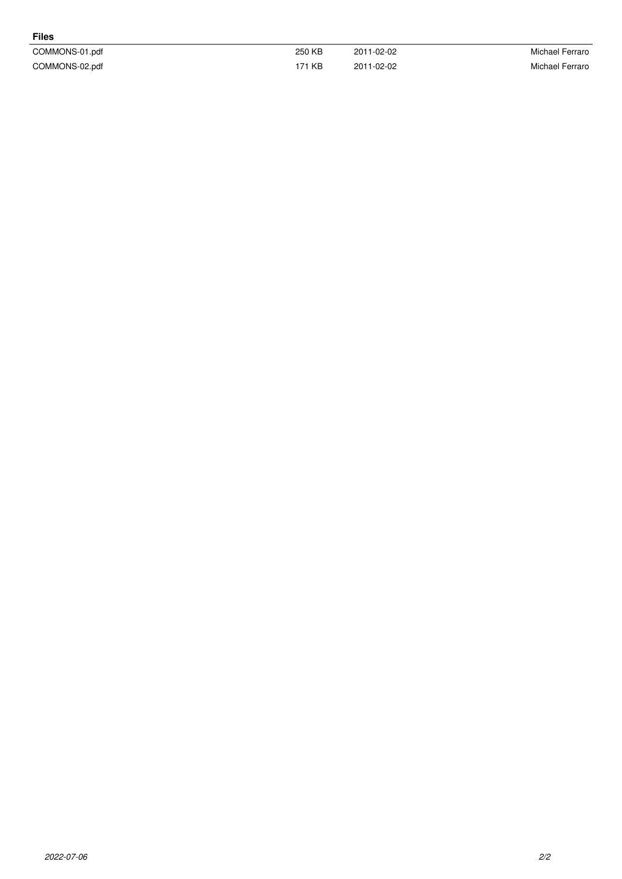**Files**

| | | | |
|---|---|---|---|
| COMMONS-01.pdf | 250 KB | 2011-02-02 | Michael Ferraro |
| COMMONS-02.pdf | 171 KB | 2011-02-02 | Michael Ferraro |